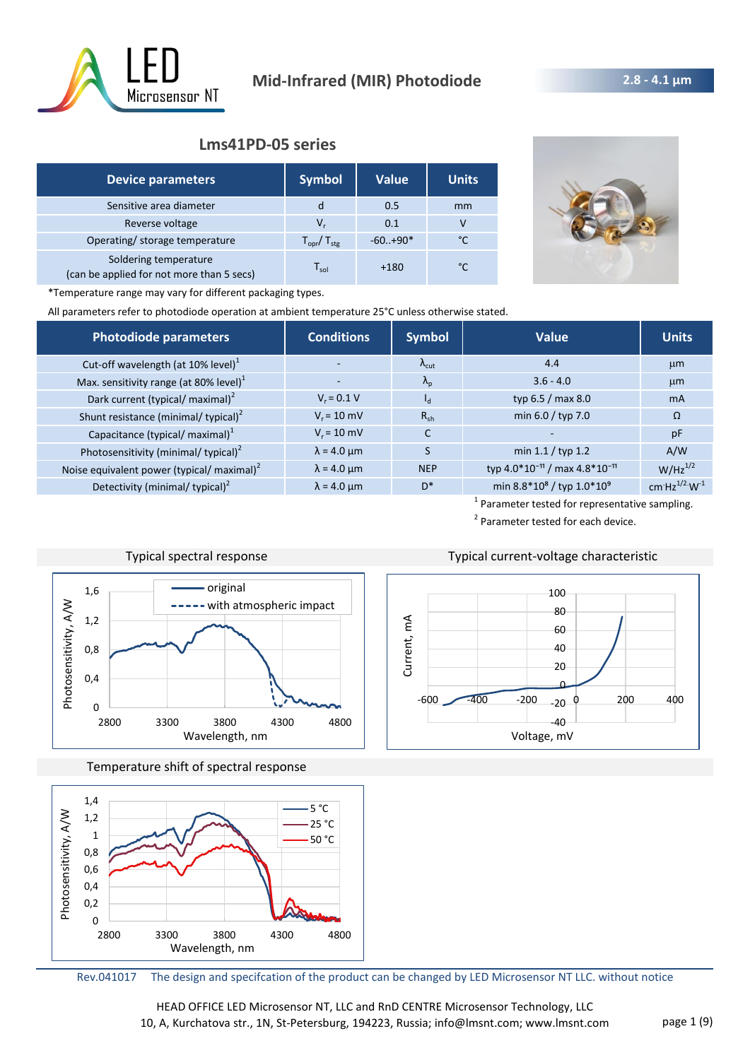# Mid-Infrared (MIR) Photodiode

**2.8 - 4.1 µm**

## Lms41PD-05 series

| Device parameters | Symbol | Value | Units |
|---|---|---|---|
| Sensitive area diameter | d | 0.5 | mm |
| Reverse voltage | $V_r$ | 0.1 | V |
| Operating/ storage temperature | $T_{opr}$/ $T_{stg}$ | -60..+90* | °C |
| Soldering temperature (can be applied for not more than 5 secs) | $T_{sol}$ | +180 | °C |

*Temperature range may vary for different packaging types.

All parameters refer to photodiode operation at ambient temperature 25°C unless otherwise stated.

| Photodiode parameters | Conditions | Symbol | Value | Units |
|---|---|---|---|---|
| Cut-off wavelength (at 10% level)[1] | - | $\lambda_{cut}$ | 4.4 | µm |
| Max. sensitivity range (at 80% level)[1] | - | $\lambda_p$ | 3.6 - 4.0 | µm |
| Dark current (typical/ maximal)[2] | $V_r$ = 0.1 V | $I_d$ | typ 6.5 / max 8.0 | mA |
| Shunt resistance (minimal/ typical)[2] | $V_r$ = 10 mV | $R_{sh}$ | min 6.0 / typ 7.0 | Ω |
| Capacitance (typical/ maximal)[1] | $V_r$ = 10 mV | C | - | pF |
| Photosensitivity (minimal/ typical)[2] | λ = 4.0 µm | S | min 1.1 / typ 1.2 | A/W |
| Noise equivalent power (typical/ maximal)[2] | λ = 4.0 µm | NEP | typ $4.0 \cdot 10^{-11}$ / max $4.8 \cdot 10^{-11}$ | $W/Hz^{1/2}$ |
| Detectivity (minimal/ typical)[2] | λ = 4.0 µm | D* | min $8.8 \cdot 10^{8}$ / typ $1.0 \cdot 10^{9}$ | $cm \cdot Hz^{1/2} \cdot W^{-1}$ |

[1] Parameter tested for representative sampling.

[2] Parameter tested for each device.

Typical spectral response

Typical current-voltage characteristic

Temperature shift of spectral response

Rev.041017 The design and specifcation of the product can be changed by LED Microsensor NT LLC. without notice

HEAD OFFICE LED Microsensor NT, LLC and RnD CENTRE Microsensor Technology, LLC
10, A, Kurchatova str., 1N, St-Petersburg, 194223, Russia; info@lmsnt.com; www.lmsnt.com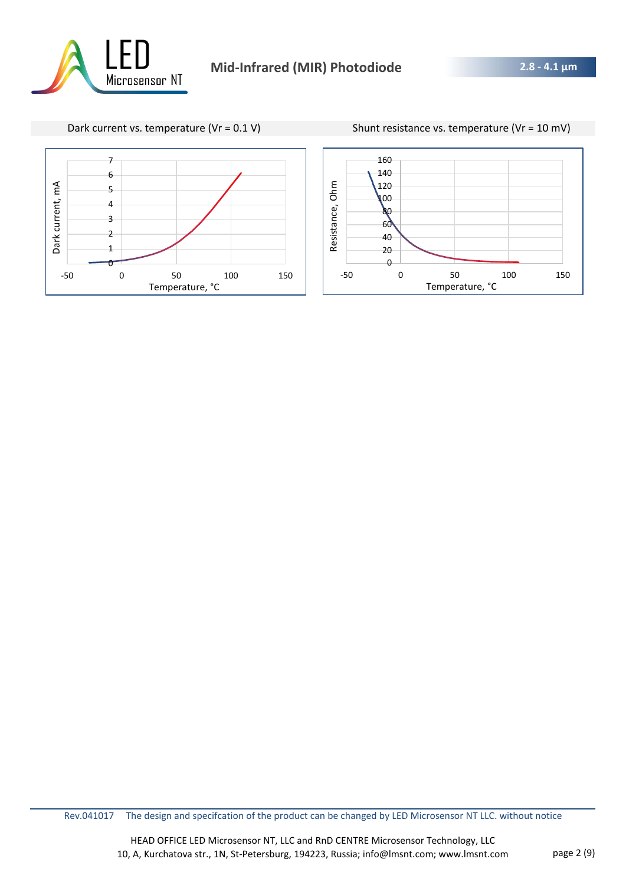Dark current vs. temperature (Vr = 0.1 V)

Shunt resistance vs. temperature (Vr = 10 mV)

Rev.041017 The design and specifcation of the product can be changed by LED Microsensor NT LLC. without notice

HEAD OFFICE LED Microsensor NT, LLC and RnD CENTRE Microsensor Technology, LLC
10, A, Kurchatova str., 1N, St-Petersburg, 194223, Russia; info@lmsnt.com; www.lmsnt.com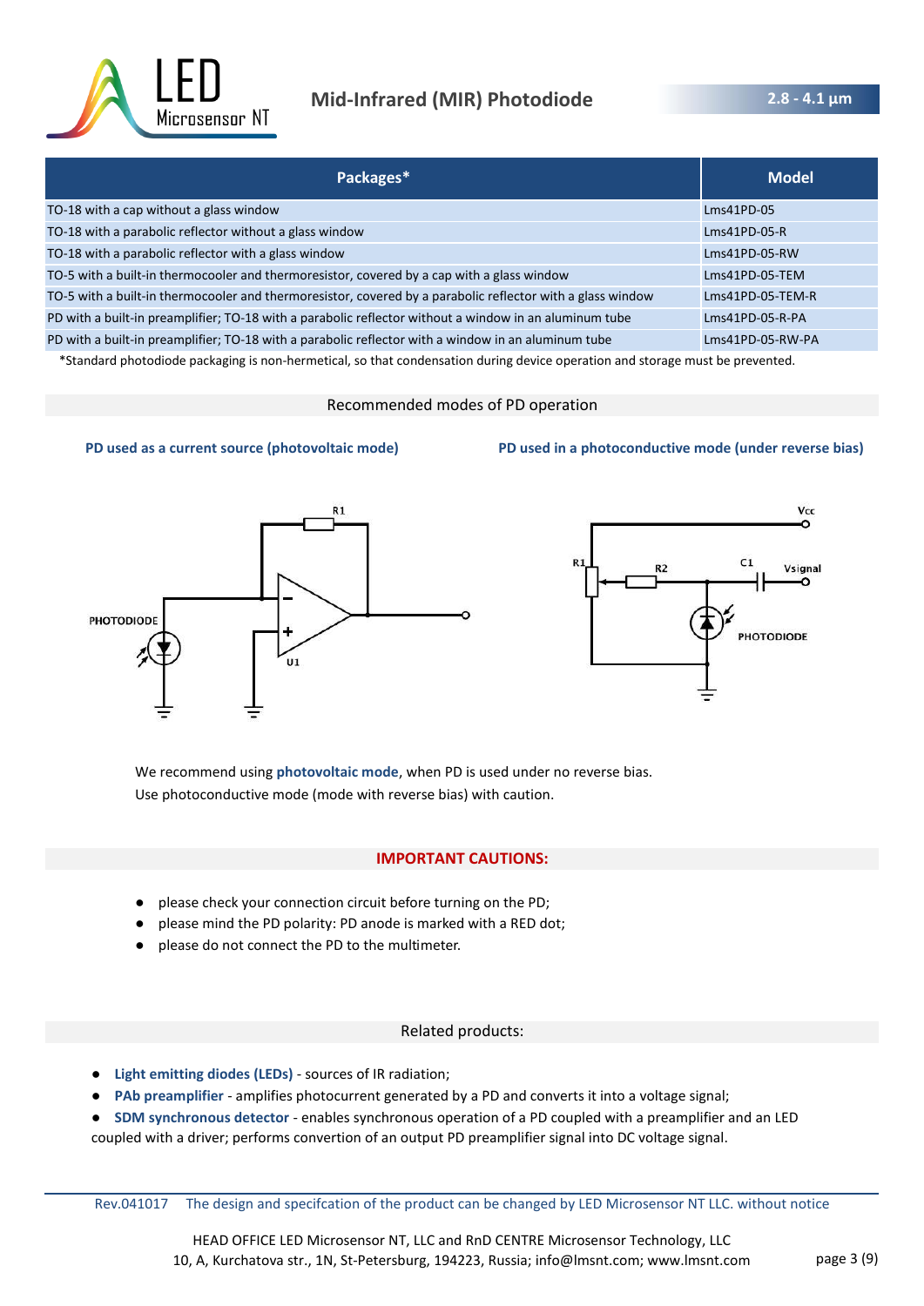| Packages* | Model |
|---|---|
| TO-18 with a cap without a glass window | Lms41PD-05 |
| TO-18 with a parabolic reflector without a glass window | Lms41PD-05-R |
| TO-18 with a parabolic reflector with a glass window | Lms41PD-05-RW |
| TO-5 with a built-in thermocooler and thermoresistor, covered by a cap with a glass window | Lms41PD-05-TEM |
| TO-5 with a built-in thermocooler and thermoresistor, covered by a parabolic reflector with a glass window | Lms41PD-05-TEM-R |
| PD with a built-in preamplifier; TO-18 with a parabolic reflector without a window in an aluminum tube | Lms41PD-05-R-PA |
| PD with a built-in preamplifier; TO-18 with a parabolic reflector with a window in an aluminum tube | Lms41PD-05-RW-PA |

*Standard photodiode packaging is non-hermetical, so that condensation during device operation and storage must be prevented.

## Recommended modes of PD operation

**PD used as a current source (photovoltaic mode)**

**PD used in a photoconductive mode (under reverse bias)**

We recommend using **photovoltaic mode**, when PD is used under no reverse bias.
Use photoconductive mode (mode with reverse bias) with caution.

## IMPORTANT CAUTIONS:

- please check your connection circuit before turning on the PD;
- please mind the PD polarity: PD anode is marked with a RED dot;
- please do not connect the PD to the multimeter.

## Related products:

- **Light emitting diodes (LEDs)** - sources of IR radiation;
- **PAb preamplifier** - amplifies photocurrent generated by a PD and converts it into a voltage signal;
- **SDM synchronous detector** - enables synchronous operation of a PD coupled with a preamplifier and an LED coupled with a driver; performs convertion of an output PD preamplifier signal into DC voltage signal.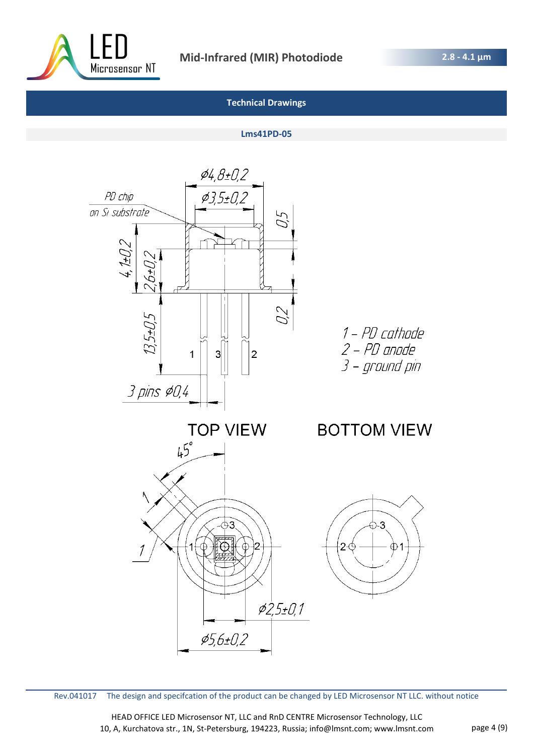## Technical Drawings

### Lms41PD-05

PD chip on Si substrate

⌀4,8±0,2

⌀3,5±0,2

0,5

4,1±0,2

2,6±0,2

0,2

13,5±0,5

3 pins ⌀0,4

1 – PD cathode
2 – PD anode
3 – ground pin

TOP VIEW

BOTTOM VIEW

45°

1

1

⌀2,5±0,1

⌀5,6±0,2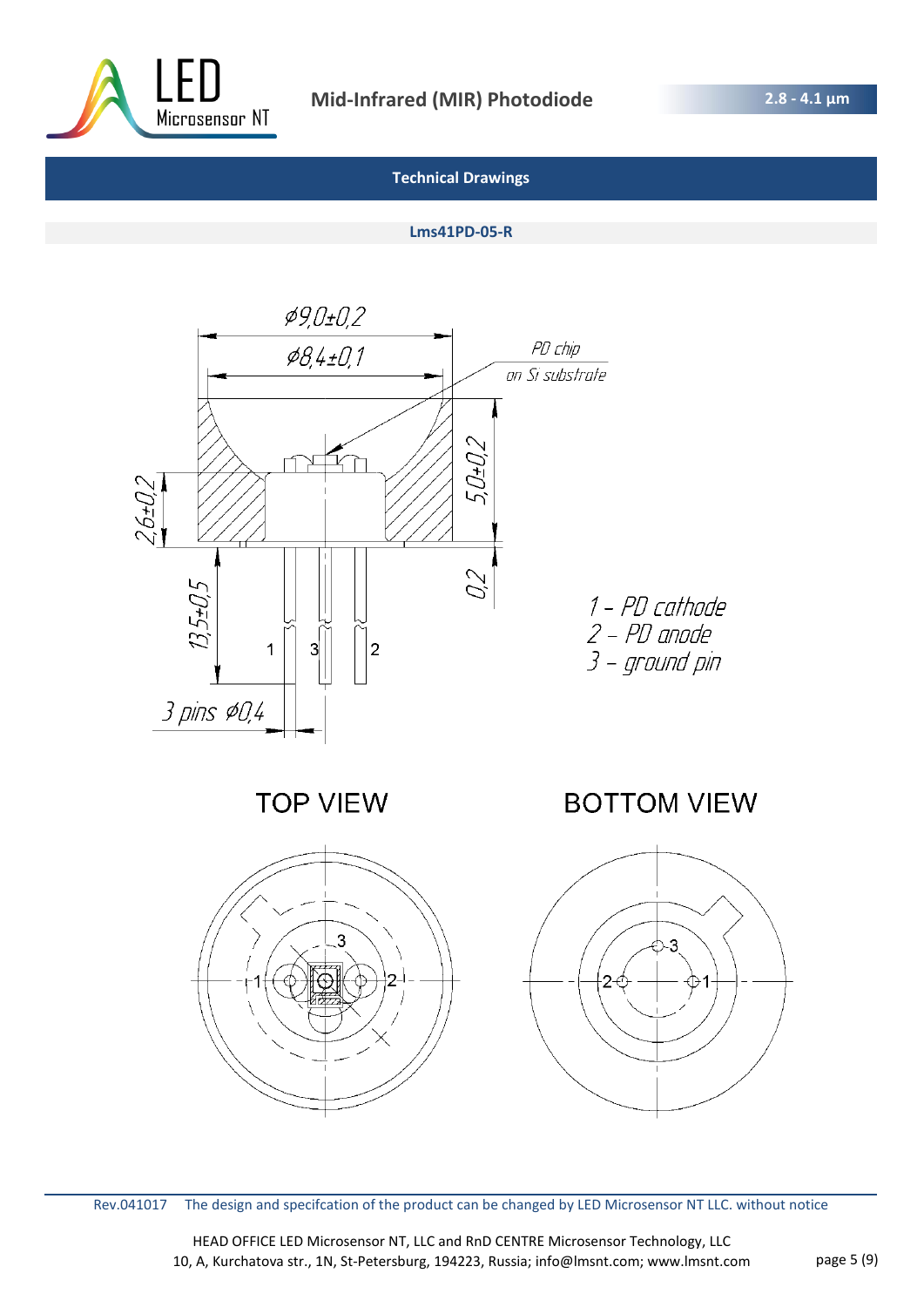## Technical Drawings

### Lms41PD-05-R

⌀9,0±0,2

⌀8,4±0,1

PD chip on Si substrate

5,0±0,2

2,6±0,2

0,2

13,5±0,5

3 pins ⌀0,4

1 – PD cathode
2 – PD anode
3 – ground pin

TOP VIEW

BOTTOM VIEW

Rev.041017 The design and specifcation of the product can be changed by LED Microsensor NT LLC. without notice

HEAD OFFICE LED Microsensor NT, LLC and RnD CENTRE Microsensor Technology, LLC
10, A, Kurchatova str., 1N, St-Petersburg, 194223, Russia; info@lmsnt.com; www.lmsnt.com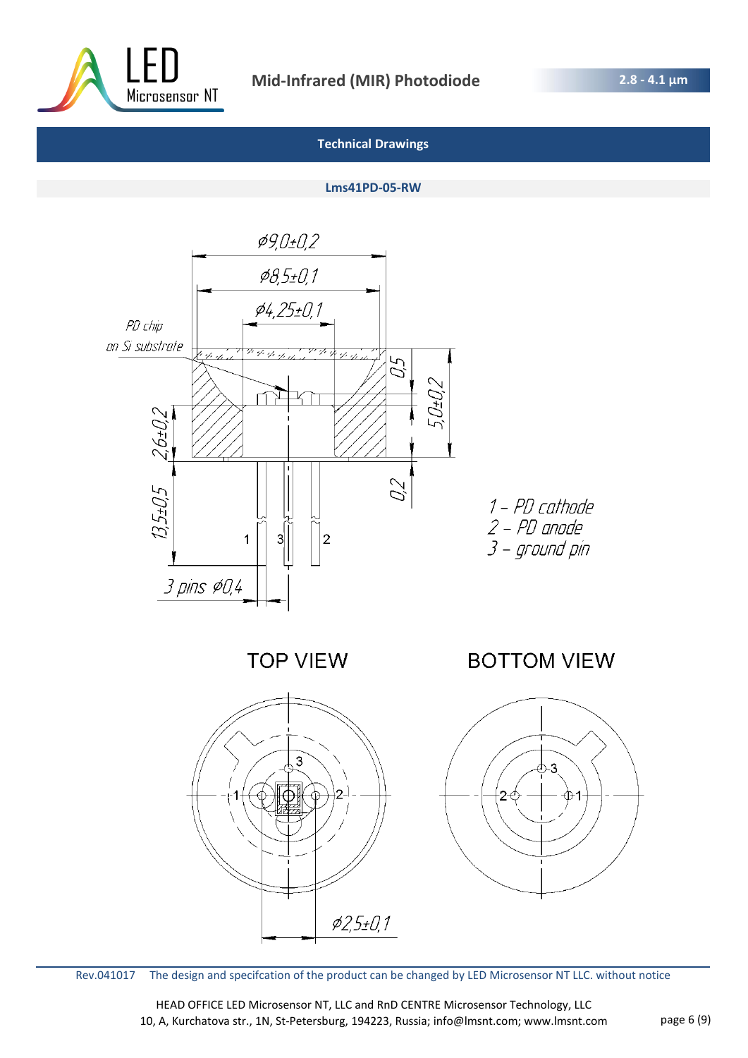## Technical Drawings

### Lms41PD-05-RW

ø9,0±0,2

ø8,5±0,1

ø4,25±0,1

PD chip on Si substrate

0,5

5,0±0,2

2,6±0,2

0,2

13,5±0,5

3 pins ø0,4

1 – PD cathode
2 – PD anode
3 – ground pin

TOP VIEW

BOTTOM VIEW

ø2,5±0,1

Rev.041017 The design and specifcation of the product can be changed by LED Microsensor NT LLC. without notice

HEAD OFFICE LED Microsensor NT, LLC and RnD CENTRE Microsensor Technology, LLC
10, A, Kurchatova str., 1N, St-Petersburg, 194223, Russia; info@lmsnt.com; www.lmsnt.com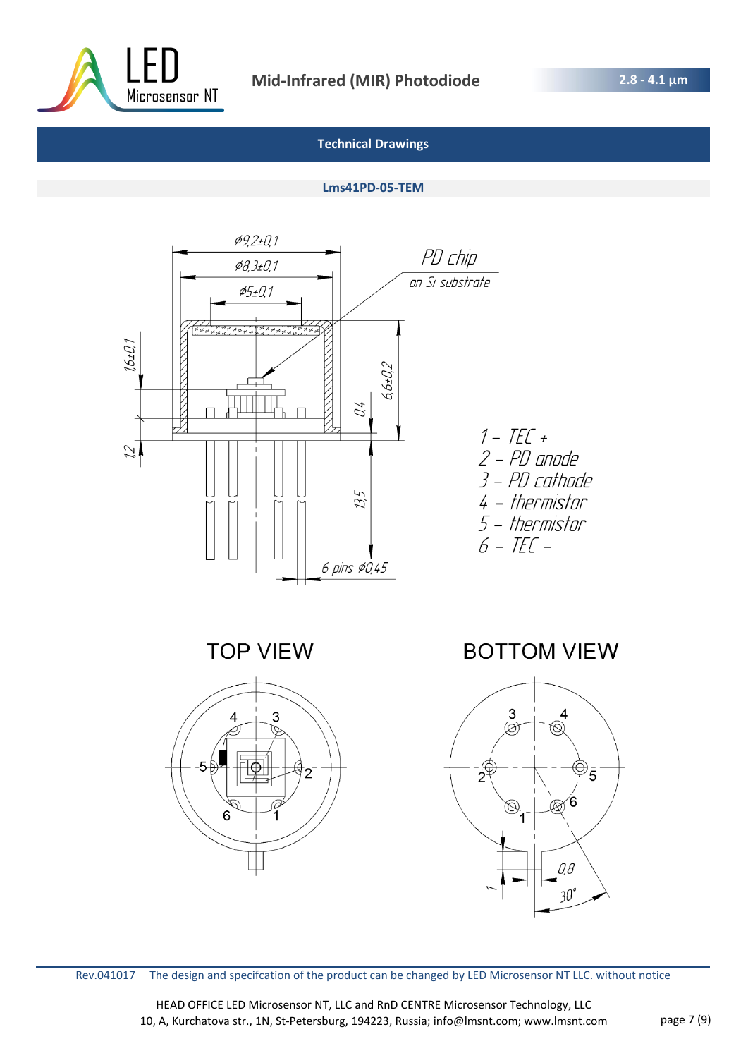## Technical Drawings

### Lms41PD-05-TEM

PD chip on Si substrate

Ø9,2±0,1

Ø8,3±0,1

Ø5±0,1

1,6±0,1

6,6±0,2

0,4

1,2

13,5

6 pins Ø0,45

1 – TEC +
2 – PD anode
3 – PD cathode
4 – thermistor
5 – thermistor
6 – TEC –

TOP VIEW

BOTTOM VIEW

0,8

1

30°

Rev.041017 The design and specifcation of the product can be changed by LED Microsensor NT LLC. without notice

HEAD OFFICE LED Microsensor NT, LLC and RnD CENTRE Microsensor Technology, LLC
10, A, Kurchatova str., 1N, St-Petersburg, 194223, Russia; info@lmsnt.com; www.lmsnt.com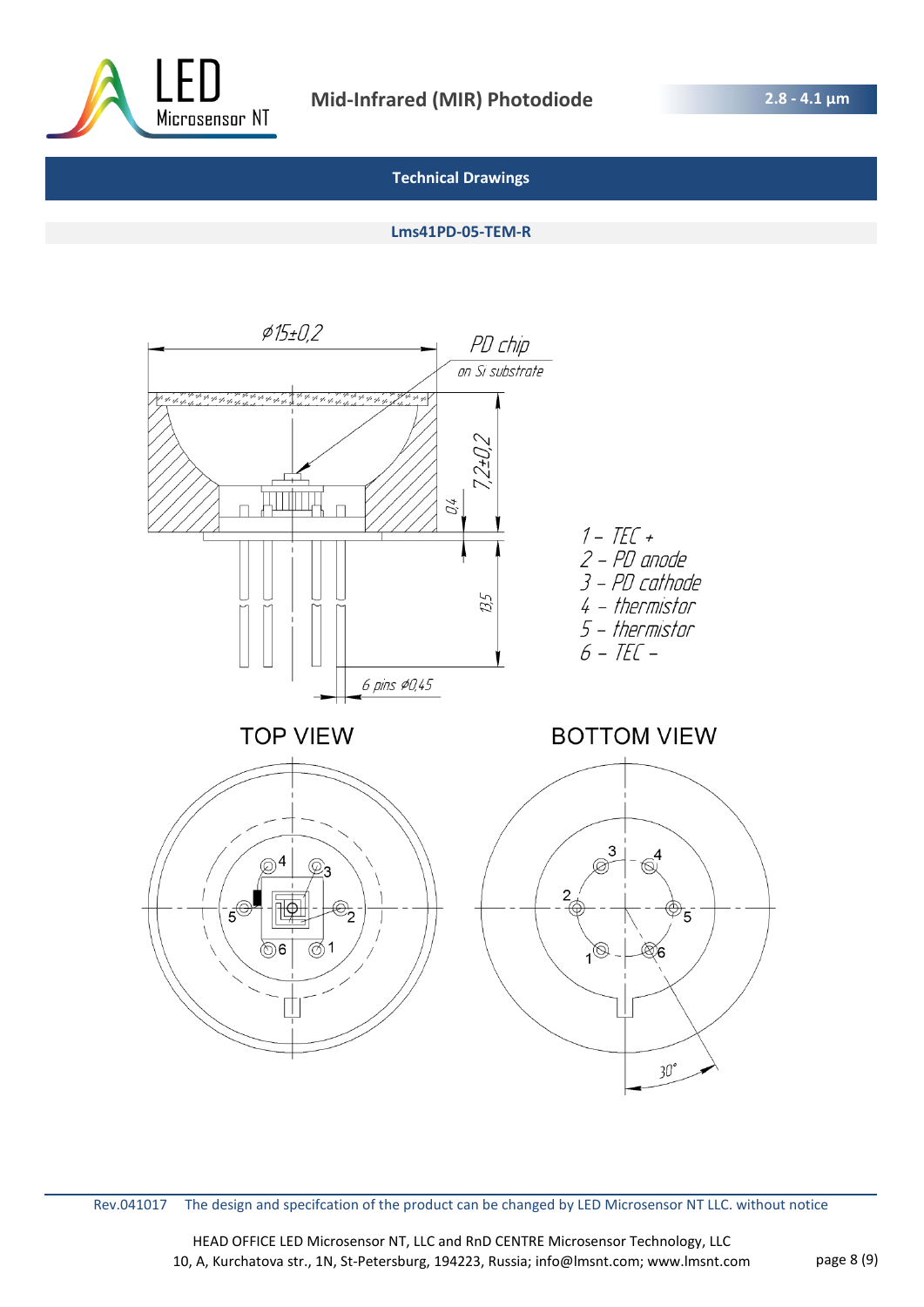## Technical Drawings

### Lms41PD-05-TEM-R

⌀15±0,2

PD chip on Si substrate

7,2±0,2

0,4

13,5

6 pins ⌀0,45

1 – TEC +
2 – PD anode
3 – PD cathode
4 – thermistor
5 – thermistor
6 – TEC –

TOP VIEW

BOTTOM VIEW

30°

Rev.041017 The design and specifcation of the product can be changed by LED Microsensor NT LLC. without notice

HEAD OFFICE LED Microsensor NT, LLC and RnD CENTRE Microsensor Technology, LLC
10, A, Kurchatova str., 1N, St-Petersburg, 194223, Russia; info@lmsnt.com; www.lmsnt.com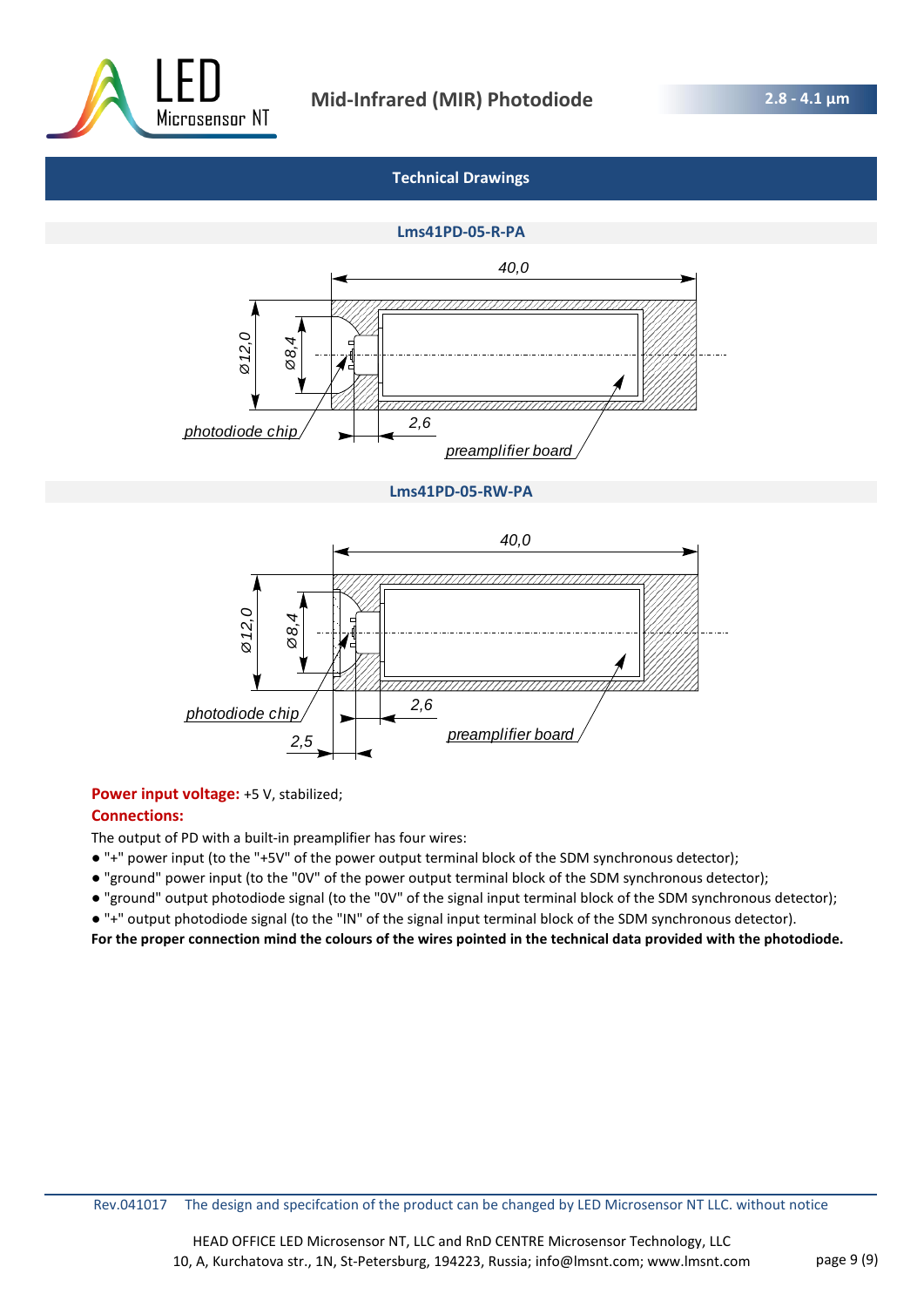## Technical Drawings

### Lms41PD-05-R-PA

40,0

Ø12,0

Ø8,4

2,6

photodiode chip

preamplifier board

### Lms41PD-05-RW-PA

40,0

Ø12,0

Ø8,4

2,6

2,5

photodiode chip

preamplifier board

**Power input voltage:** +5 V, stabilized;

**Connections:**

The output of PD with a built-in preamplifier has four wires:

- "+" power input (to the "+5V" of the power output terminal block of the SDM synchronous detector);
- "ground" power input (to the "0V" of the power output terminal block of the SDM synchronous detector);
- "ground" output photodiode signal (to the "0V" of the signal input terminal block of the SDM synchronous detector);
- "+" output photodiode signal (to the "IN" of the signal input terminal block of the SDM synchronous detector).

**For the proper connection mind the colours of the wires pointed in the technical data provided with the photodiode.**